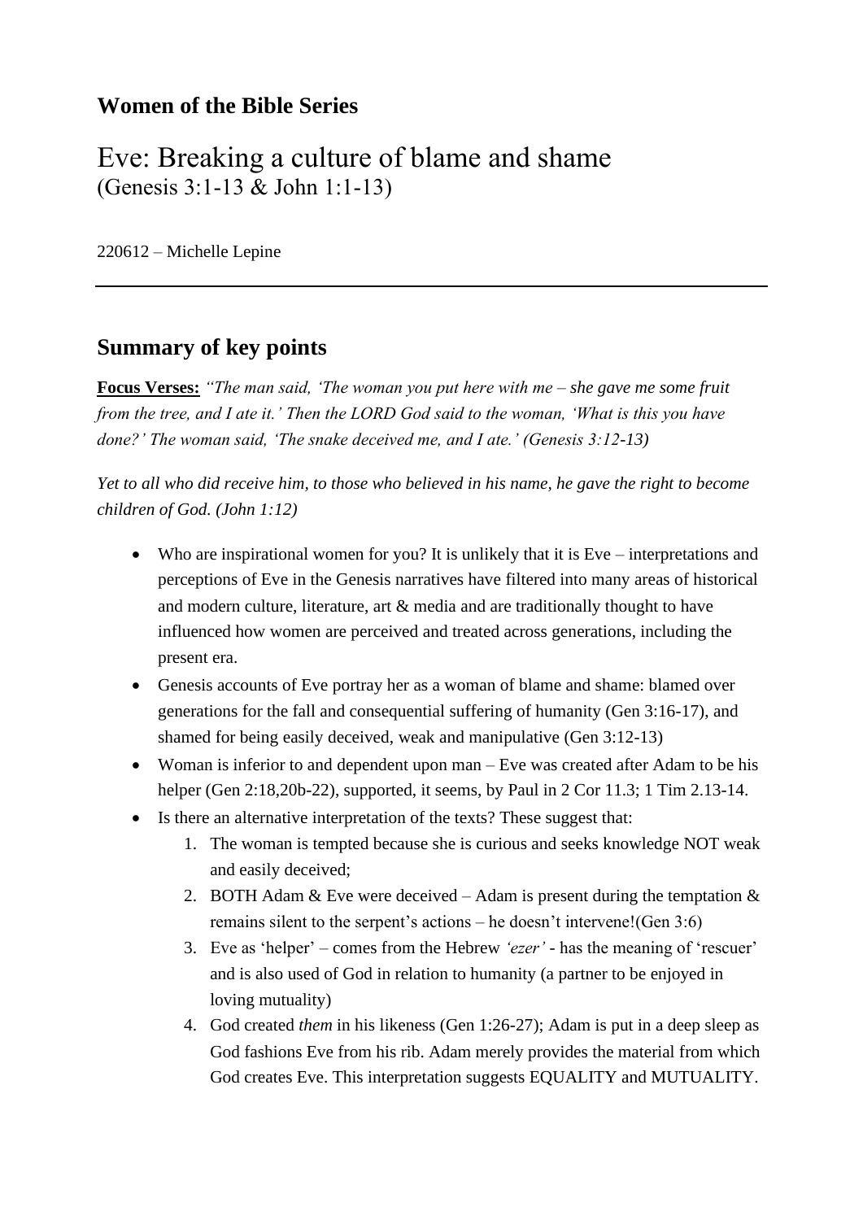## Women of the Bible Series

# Eve: Breaking a culture of blame and shame

(Genesis 3:1-13 & John 1:1-13)

220612 – Michelle Lepine

---

## Summary of key points

**Focus Verses:** *"The man said, 'The woman you put here with me – she gave me some fruit from the tree, and I ate it.' Then the LORD God said to the woman, 'What is this you have done?' The woman said, 'The snake deceived me, and I ate.' (Genesis 3:12-13)*

*Yet to all who did receive him, to those who believed in his name, he gave the right to become children of God. (John 1:12)*

- Who are inspirational women for you? It is unlikely that it is Eve – interpretations and perceptions of Eve in the Genesis narratives have filtered into many areas of historical and modern culture, literature, art & media and are traditionally thought to have influenced how women are perceived and treated across generations, including the present era.
- Genesis accounts of Eve portray her as a woman of blame and shame: blamed over generations for the fall and consequential suffering of humanity (Gen 3:16-17), and shamed for being easily deceived, weak and manipulative (Gen 3:12-13)
- Woman is inferior to and dependent upon man – Eve was created after Adam to be his helper (Gen 2:18,20b-22), supported, it seems, by Paul in 2 Cor 11.3; 1 Tim 2.13-14.
- Is there an alternative interpretation of the texts? These suggest that:
    1. The woman is tempted because she is curious and seeks knowledge NOT weak and easily deceived;
    2. BOTH Adam & Eve were deceived – Adam is present during the temptation & remains silent to the serpent's actions – he doesn't intervene!(Gen 3:6)
    3. Eve as 'helper' – comes from the Hebrew *'ezer'* - has the meaning of 'rescuer' and is also used of God in relation to humanity (a partner to be enjoyed in loving mutuality)
    4. God created *them* in his likeness (Gen 1:26-27); Adam is put in a deep sleep as God fashions Eve from his rib. Adam merely provides the material from which God creates Eve. This interpretation suggests EQUALITY and MUTUALITY.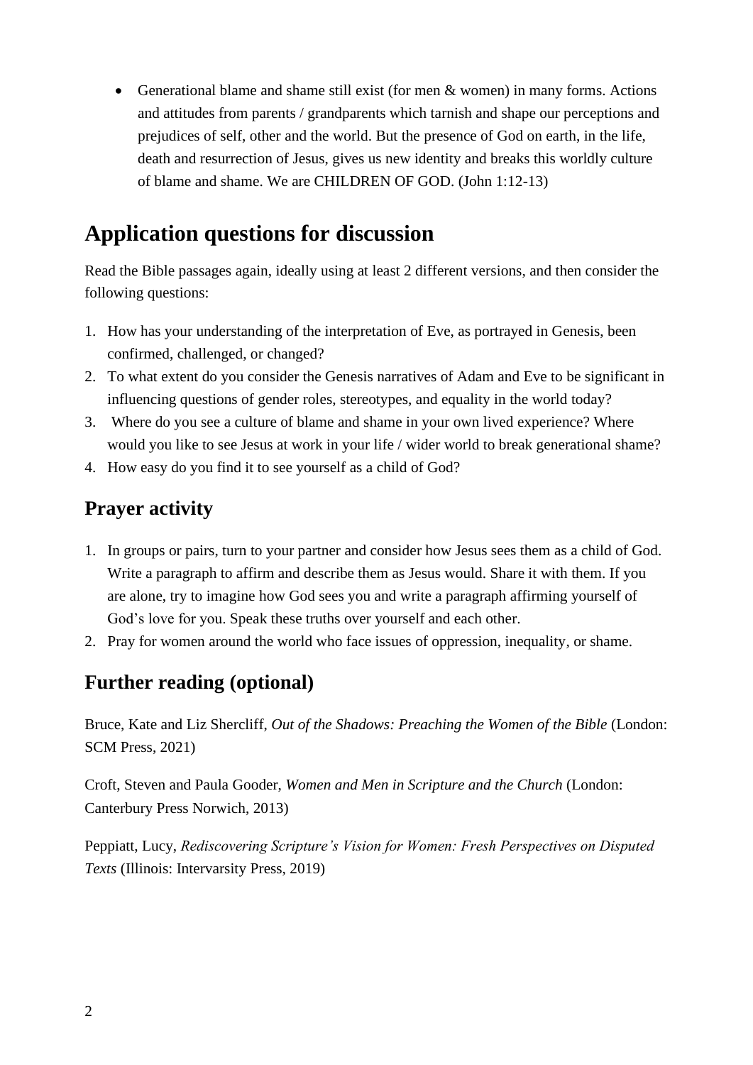- Generational blame and shame still exist (for men & women) in many forms. Actions and attitudes from parents / grandparents which tarnish and shape our perceptions and prejudices of self, other and the world. But the presence of God on earth, in the life, death and resurrection of Jesus, gives us new identity and breaks this worldly culture of blame and shame. We are CHILDREN OF GOD. (John 1:12-13)

# Application questions for discussion

Read the Bible passages again, ideally using at least 2 different versions, and then consider the following questions:

1. How has your understanding of the interpretation of Eve, as portrayed in Genesis, been confirmed, challenged, or changed?
2. To what extent do you consider the Genesis narratives of Adam and Eve to be significant in influencing questions of gender roles, stereotypes, and equality in the world today?
3. Where do you see a culture of blame and shame in your own lived experience? Where would you like to see Jesus at work in your life / wider world to break generational shame?
4. How easy do you find it to see yourself as a child of God?

## Prayer activity

1. In groups or pairs, turn to your partner and consider how Jesus sees them as a child of God. Write a paragraph to affirm and describe them as Jesus would. Share it with them. If you are alone, try to imagine how God sees you and write a paragraph affirming yourself of God's love for you. Speak these truths over yourself and each other.
2. Pray for women around the world who face issues of oppression, inequality, or shame.

## Further reading (optional)

Bruce, Kate and Liz Shercliff, *Out of the Shadows: Preaching the Women of the Bible* (London: SCM Press, 2021)

Croft, Steven and Paula Gooder, *Women and Men in Scripture and the Church* (London: Canterbury Press Norwich, 2013)

Peppiatt, Lucy, *Rediscovering Scripture's Vision for Women: Fresh Perspectives on Disputed Texts* (Illinois: Intervarsity Press, 2019)